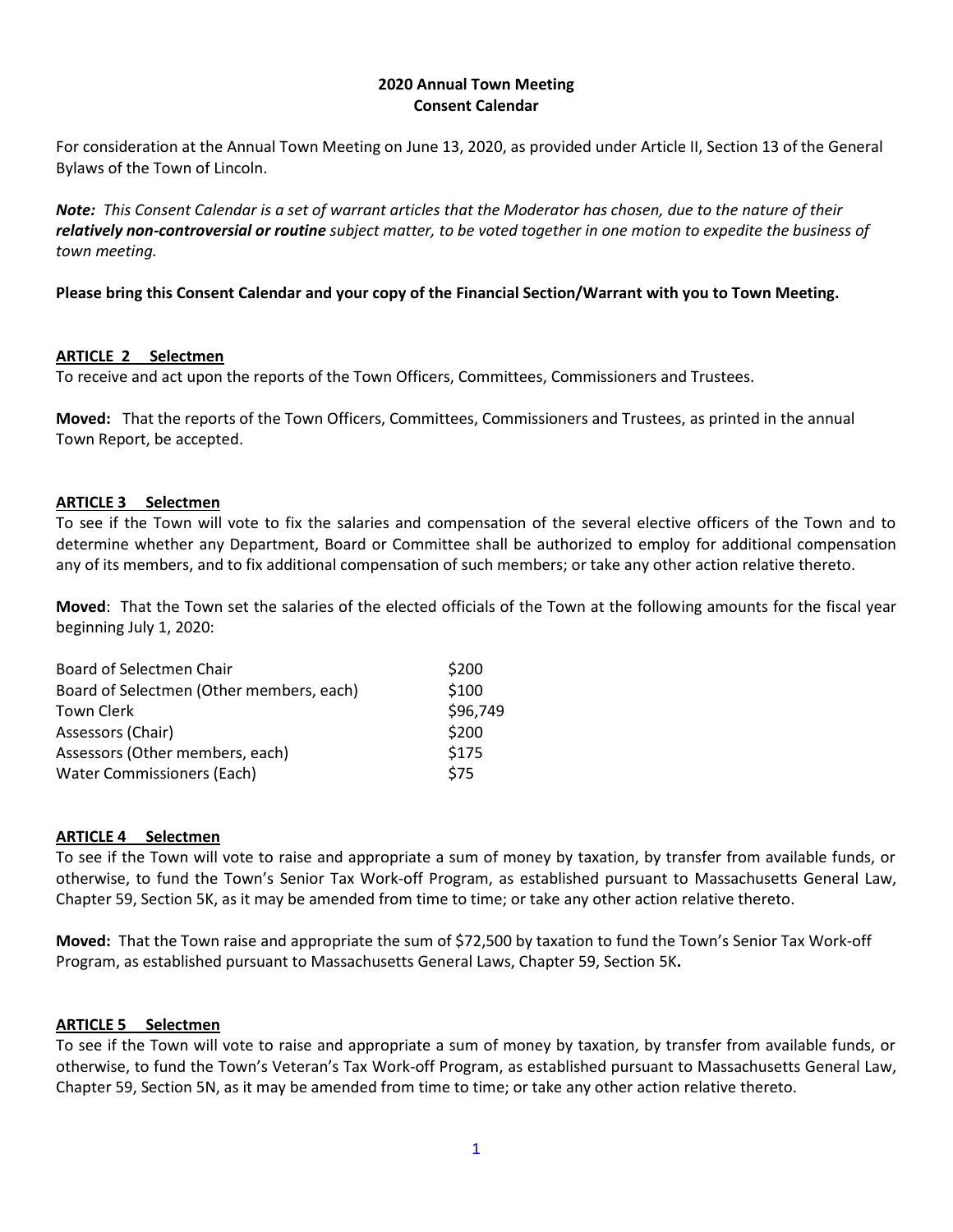# 2020 Annual Town Meeting
## Consent Calendar

For consideration at the Annual Town Meeting on June 13, 2020, as provided under Article II, Section 13 of the General Bylaws of the Town of Lincoln.

***Note:*** *This Consent Calendar is a set of warrant articles that the Moderator has chosen, due to the nature of their **relatively non-controversial or routine** subject matter, to be voted together in one motion to expedite the business of town meeting.*

**Please bring this Consent Calendar and your copy of the Financial Section/Warrant with you to Town Meeting.**

**ARTICLE 2 Selectmen**

To receive and act upon the reports of the Town Officers, Committees, Commissioners and Trustees.

**Moved:** That the reports of the Town Officers, Committees, Commissioners and Trustees, as printed in the annual Town Report, be accepted.

**ARTICLE 3 Selectmen**

To see if the Town will vote to fix the salaries and compensation of the several elective officers of the Town and to determine whether any Department, Board or Committee shall be authorized to employ for additional compensation any of its members, and to fix additional compensation of such members; or take any other action relative thereto.

**Moved**: That the Town set the salaries of the elected officials of the Town at the following amounts for the fiscal year beginning July 1, 2020:

| | |
|---|---|
| Board of Selectmen Chair | \$200 |
| Board of Selectmen (Other members, each) | \$100 |
| Town Clerk | \$96,749 |
| Assessors (Chair) | \$200 |
| Assessors (Other members, each) | \$175 |
| Water Commissioners (Each) | \$75 |

**ARTICLE 4 Selectmen**

To see if the Town will vote to raise and appropriate a sum of money by taxation, by transfer from available funds, or otherwise, to fund the Town's Senior Tax Work-off Program, as established pursuant to Massachusetts General Law, Chapter 59, Section 5K, as it may be amended from time to time; or take any other action relative thereto.

**Moved:** That the Town raise and appropriate the sum of \$72,500 by taxation to fund the Town's Senior Tax Work-off Program, as established pursuant to Massachusetts General Laws, Chapter 59, Section 5K**.**

**ARTICLE 5 Selectmen**

To see if the Town will vote to raise and appropriate a sum of money by taxation, by transfer from available funds, or otherwise, to fund the Town's Veteran's Tax Work-off Program, as established pursuant to Massachusetts General Law, Chapter 59, Section 5N, as it may be amended from time to time; or take any other action relative thereto.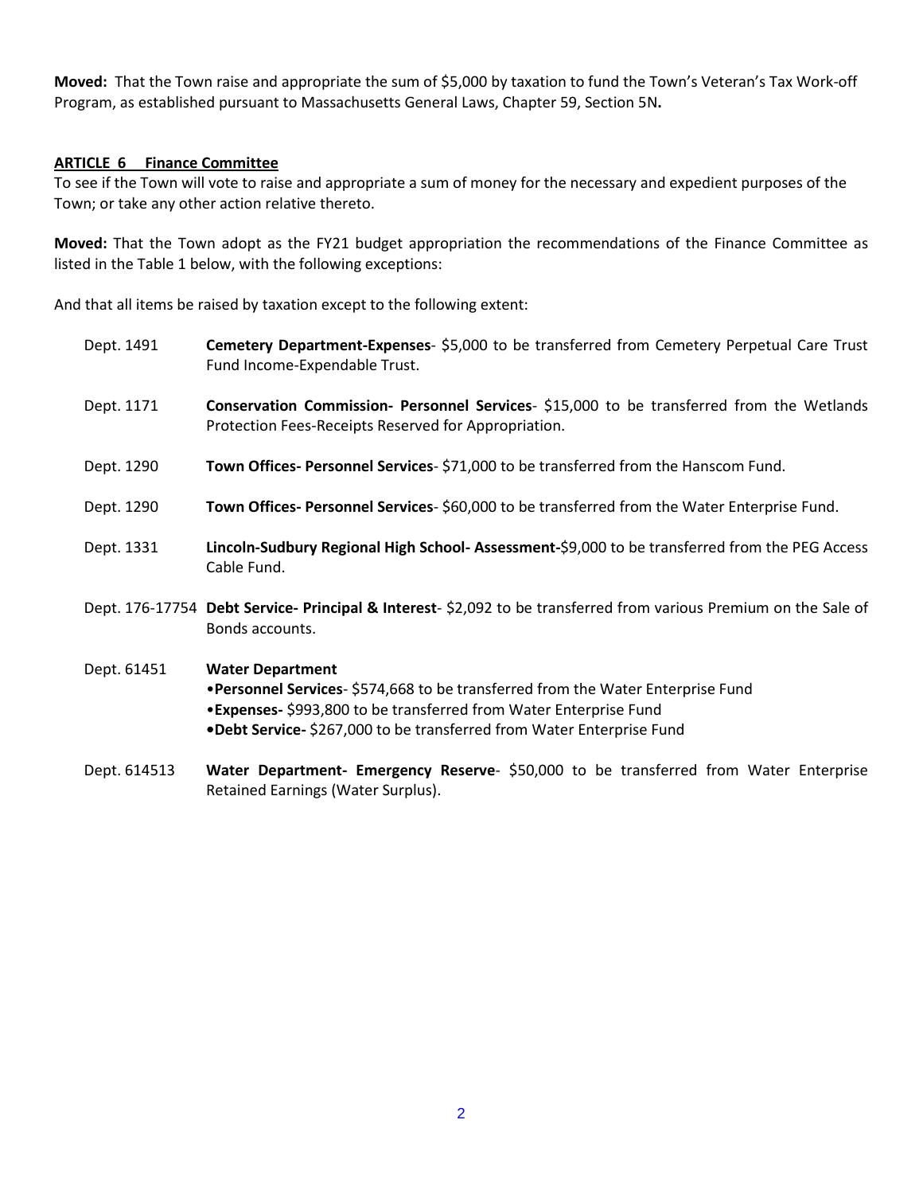**Moved:** That the Town raise and appropriate the sum of $5,000 by taxation to fund the Town's Veteran's Tax Work-off Program, as established pursuant to Massachusetts General Laws, Chapter 59, Section 5N**.**

**ARTICLE 6 Finance Committee**

To see if the Town will vote to raise and appropriate a sum of money for the necessary and expedient purposes of the Town; or take any other action relative thereto.

**Moved:** That the Town adopt as the FY21 budget appropriation the recommendations of the Finance Committee as listed in the Table 1 below, with the following exceptions:

And that all items be raised by taxation except to the following extent:

Dept. 1491 **Cemetery Department-Expenses**- $5,000 to be transferred from Cemetery Perpetual Care Trust Fund Income-Expendable Trust.

Dept. 1171 **Conservation Commission- Personnel Services**- $15,000 to be transferred from the Wetlands Protection Fees-Receipts Reserved for Appropriation.

Dept. 1290 **Town Offices- Personnel Services**- $71,000 to be transferred from the Hanscom Fund.

Dept. 1290 **Town Offices- Personnel Services**- $60,000 to be transferred from the Water Enterprise Fund.

Dept. 1331 **Lincoln-Sudbury Regional High School- Assessment-**$9,000 to be transferred from the PEG Access Cable Fund.

Dept. 176-17754 **Debt Service- Principal & Interest**- $2,092 to be transferred from various Premium on the Sale of Bonds accounts.

Dept. 61451 **Water Department**

- **Personnel Services**- $574,668 to be transferred from the Water Enterprise Fund
- **Expenses-** $993,800 to be transferred from Water Enterprise Fund
- **Debt Service-** $267,000 to be transferred from Water Enterprise Fund

Dept. 614513 **Water Department- Emergency Reserve**- $50,000 to be transferred from Water Enterprise Retained Earnings (Water Surplus).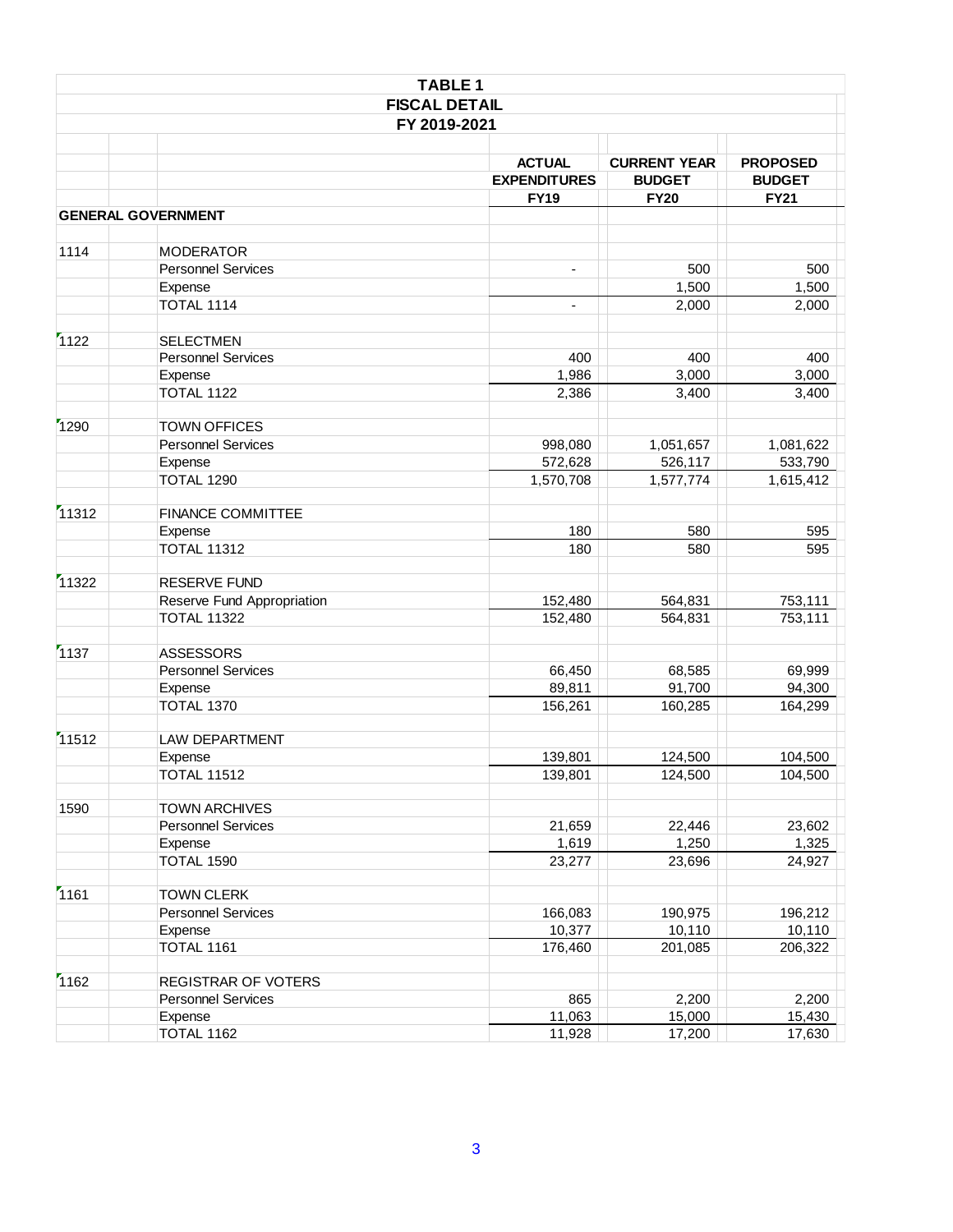**TABLE 1**
**FISCAL DETAIL**
**FY 2019-2021**

| | | ACTUAL EXPENDITURES FY19 | CURRENT YEAR BUDGET FY20 | PROPOSED BUDGET FY21 |
|---|---|---|---|---|
| **GENERAL GOVERNMENT** | | | | |
| 1114 | MODERATOR | | | |
| | Personnel Services | - | 500 | 500 |
| | Expense | | 1,500 | 1,500 |
| | TOTAL 1114 | - | 2,000 | 2,000 |
| 1122 | SELECTMEN | | | |
| | Personnel Services | 400 | 400 | 400 |
| | Expense | 1,986 | 3,000 | 3,000 |
| | TOTAL 1122 | 2,386 | 3,400 | 3,400 |
| 1290 | TOWN OFFICES | | | |
| | Personnel Services | 998,080 | 1,051,657 | 1,081,622 |
| | Expense | 572,628 | 526,117 | 533,790 |
| | TOTAL 1290 | 1,570,708 | 1,577,774 | 1,615,412 |
| 11312 | FINANCE COMMITTEE | | | |
| | Expense | 180 | 580 | 595 |
| | TOTAL 11312 | 180 | 580 | 595 |
| 11322 | RESERVE FUND | | | |
| | Reserve Fund Appropriation | 152,480 | 564,831 | 753,111 |
| | TOTAL 11322 | 152,480 | 564,831 | 753,111 |
| 1137 | ASSESSORS | | | |
| | Personnel Services | 66,450 | 68,585 | 69,999 |
| | Expense | 89,811 | 91,700 | 94,300 |
| | TOTAL 1370 | 156,261 | 160,285 | 164,299 |
| 11512 | LAW DEPARTMENT | | | |
| | Expense | 139,801 | 124,500 | 104,500 |
| | TOTAL 11512 | 139,801 | 124,500 | 104,500 |
| 1590 | TOWN ARCHIVES | | | |
| | Personnel Services | 21,659 | 22,446 | 23,602 |
| | Expense | 1,619 | 1,250 | 1,325 |
| | TOTAL 1590 | 23,277 | 23,696 | 24,927 |
| 1161 | TOWN CLERK | | | |
| | Personnel Services | 166,083 | 190,975 | 196,212 |
| | Expense | 10,377 | 10,110 | 10,110 |
| | TOTAL 1161 | 176,460 | 201,085 | 206,322 |
| 1162 | REGISTRAR OF VOTERS | | | |
| | Personnel Services | 865 | 2,200 | 2,200 |
| | Expense | 11,063 | 15,000 | 15,430 |
| | TOTAL 1162 | 11,928 | 17,200 | 17,630 |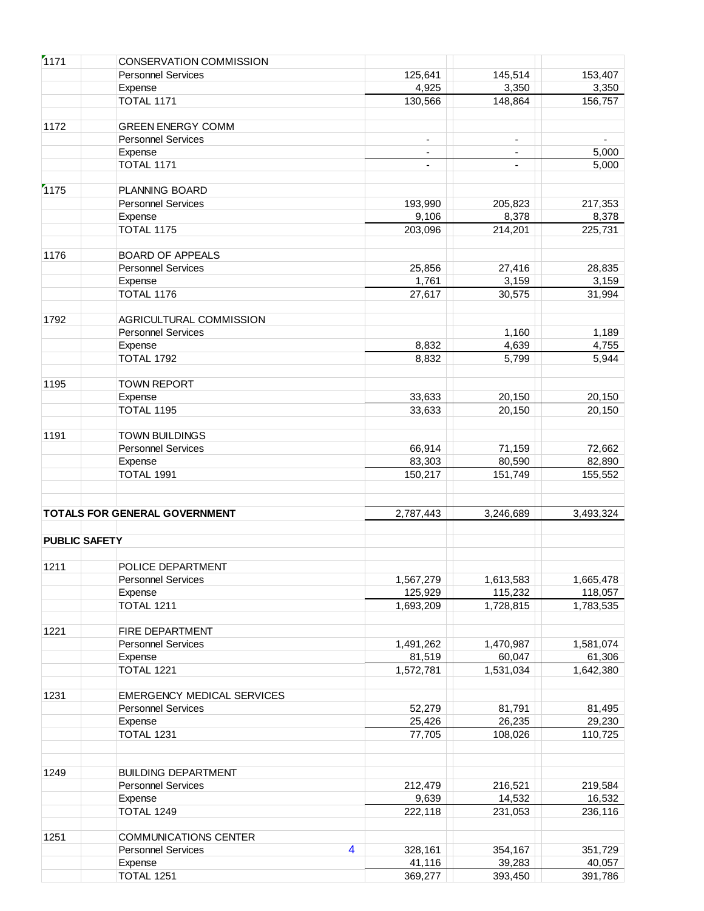| | | | | |
|---|---|---|---|---|
| 1171 | CONSERVATION COMMISSION | | | |
| | Personnel Services | 125,641 | 145,514 | 153,407 |
| | Expense | 4,925 | 3,350 | 3,350 |
| | TOTAL 1171 | 130,566 | 148,864 | 156,757 |
| | | | | |
| 1172 | GREEN ENERGY COMM | | | |
| | Personnel Services | - | - | - |
| | Expense | - | - | 5,000 |
| | TOTAL 1171 | - | - | 5,000 |
| | | | | |
| 1175 | PLANNING BOARD | | | |
| | Personnel Services | 193,990 | 205,823 | 217,353 |
| | Expense | 9,106 | 8,378 | 8,378 |
| | TOTAL 1175 | 203,096 | 214,201 | 225,731 |
| | | | | |
| 1176 | BOARD OF APPEALS | | | |
| | Personnel Services | 25,856 | 27,416 | 28,835 |
| | Expense | 1,761 | 3,159 | 3,159 |
| | TOTAL 1176 | 27,617 | 30,575 | 31,994 |
| | | | | |
| 1792 | AGRICULTURAL COMMISSION | | | |
| | Personnel Services | | 1,160 | 1,189 |
| | Expense | 8,832 | 4,639 | 4,755 |
| | TOTAL 1792 | 8,832 | 5,799 | 5,944 |
| | | | | |
| 1195 | TOWN REPORT | | | |
| | Expense | 33,633 | 20,150 | 20,150 |
| | TOTAL 1195 | 33,633 | 20,150 | 20,150 |
| | | | | |
| 1191 | TOWN BUILDINGS | | | |
| | Personnel Services | 66,914 | 71,159 | 72,662 |
| | Expense | 83,303 | 80,590 | 82,890 |
| | TOTAL 1991 | 150,217 | 151,749 | 155,552 |
| | | | | |
| **TOTALS FOR GENERAL GOVERNMENT** | | 2,787,443 | 3,246,689 | 3,493,324 |
| | | | | |
| **PUBLIC SAFETY** | | | | |
| | | | | |
| 1211 | POLICE DEPARTMENT | | | |
| | Personnel Services | 1,567,279 | 1,613,583 | 1,665,478 |
| | Expense | 125,929 | 115,232 | 118,057 |
| | TOTAL 1211 | 1,693,209 | 1,728,815 | 1,783,535 |
| | | | | |
| 1221 | FIRE DEPARTMENT | | | |
| | Personnel Services | 1,491,262 | 1,470,987 | 1,581,074 |
| | Expense | 81,519 | 60,047 | 61,306 |
| | TOTAL 1221 | 1,572,781 | 1,531,034 | 1,642,380 |
| | | | | |
| 1231 | EMERGENCY MEDICAL SERVICES | | | |
| | Personnel Services | 52,279 | 81,791 | 81,495 |
| | Expense | 25,426 | 26,235 | 29,230 |
| | TOTAL 1231 | 77,705 | 108,026 | 110,725 |
| | | | | |
| 1249 | BUILDING DEPARTMENT | | | |
| | Personnel Services | 212,479 | 216,521 | 219,584 |
| | Expense | 9,639 | 14,532 | 16,532 |
| | TOTAL 1249 | 222,118 | 231,053 | 236,116 |
| | | | | |
| 1251 | COMMUNICATIONS CENTER | | | |
| | Personnel Services | 328,161 | 354,167 | 351,729 |
| | Expense | 41,116 | 39,283 | 40,057 |
| | TOTAL 1251 | 369,277 | 393,450 | 391,786 |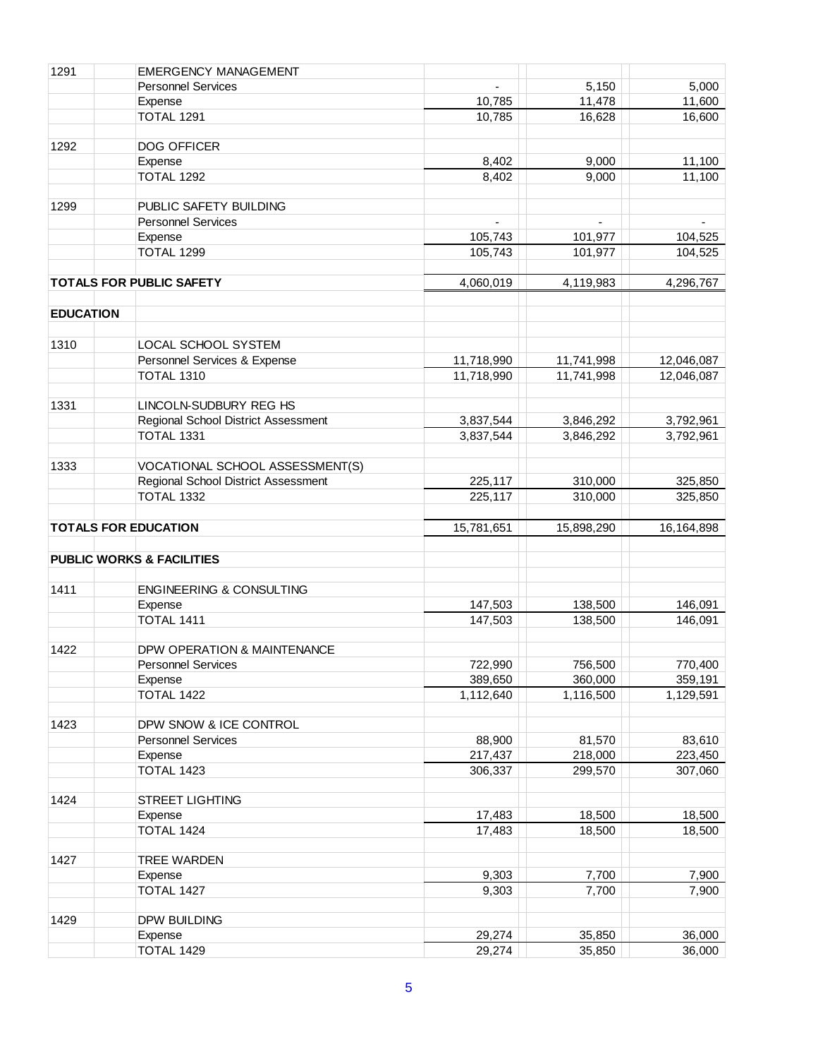| | | | | |
|---|---|---|---|---|
| 1291 | EMERGENCY MANAGEMENT | | | |
| | Personnel Services | - | 5,150 | 5,000 |
| | Expense | 10,785 | 11,478 | 11,600 |
| | TOTAL 1291 | 10,785 | 16,628 | 16,600 |
| | | | | |
| 1292 | DOG OFFICER | | | |
| | Expense | 8,402 | 9,000 | 11,100 |
| | TOTAL 1292 | 8,402 | 9,000 | 11,100 |
| | | | | |
| 1299 | PUBLIC SAFETY BUILDING | | | |
| | Personnel Services | - | - | - |
| | Expense | 105,743 | 101,977 | 104,525 |
| | TOTAL 1299 | 105,743 | 101,977 | 104,525 |
| | | | | |
| **TOTALS FOR PUBLIC SAFETY** | | 4,060,019 | 4,119,983 | 4,296,767 |
| | | | | |
| **EDUCATION** | | | | |
| | | | | |
| 1310 | LOCAL SCHOOL SYSTEM | | | |
| | Personnel Services & Expense | 11,718,990 | 11,741,998 | 12,046,087 |
| | TOTAL 1310 | 11,718,990 | 11,741,998 | 12,046,087 |
| | | | | |
| 1331 | LINCOLN-SUDBURY REG HS | | | |
| | Regional School District Assessment | 3,837,544 | 3,846,292 | 3,792,961 |
| | TOTAL 1331 | 3,837,544 | 3,846,292 | 3,792,961 |
| | | | | |
| 1333 | VOCATIONAL SCHOOL ASSESSMENT(S) | | | |
| | Regional School District Assessment | 225,117 | 310,000 | 325,850 |
| | TOTAL 1332 | 225,117 | 310,000 | 325,850 |
| | | | | |
| **TOTALS FOR EDUCATION** | | 15,781,651 | 15,898,290 | 16,164,898 |
| | | | | |
| **PUBLIC WORKS & FACILITIES** | | | | |
| | | | | |
| 1411 | ENGINEERING & CONSULTING | | | |
| | Expense | 147,503 | 138,500 | 146,091 |
| | TOTAL 1411 | 147,503 | 138,500 | 146,091 |
| | | | | |
| 1422 | DPW OPERATION & MAINTENANCE | | | |
| | Personnel Services | 722,990 | 756,500 | 770,400 |
| | Expense | 389,650 | 360,000 | 359,191 |
| | TOTAL 1422 | 1,112,640 | 1,116,500 | 1,129,591 |
| | | | | |
| 1423 | DPW SNOW & ICE CONTROL | | | |
| | Personnel Services | 88,900 | 81,570 | 83,610 |
| | Expense | 217,437 | 218,000 | 223,450 |
| | TOTAL 1423 | 306,337 | 299,570 | 307,060 |
| | | | | |
| 1424 | STREET LIGHTING | | | |
| | Expense | 17,483 | 18,500 | 18,500 |
| | TOTAL 1424 | 17,483 | 18,500 | 18,500 |
| | | | | |
| 1427 | TREE WARDEN | | | |
| | Expense | 9,303 | 7,700 | 7,900 |
| | TOTAL 1427 | 9,303 | 7,700 | 7,900 |
| | | | | |
| 1429 | DPW BUILDING | | | |
| | Expense | 29,274 | 35,850 | 36,000 |
| | TOTAL 1429 | 29,274 | 35,850 | 36,000 |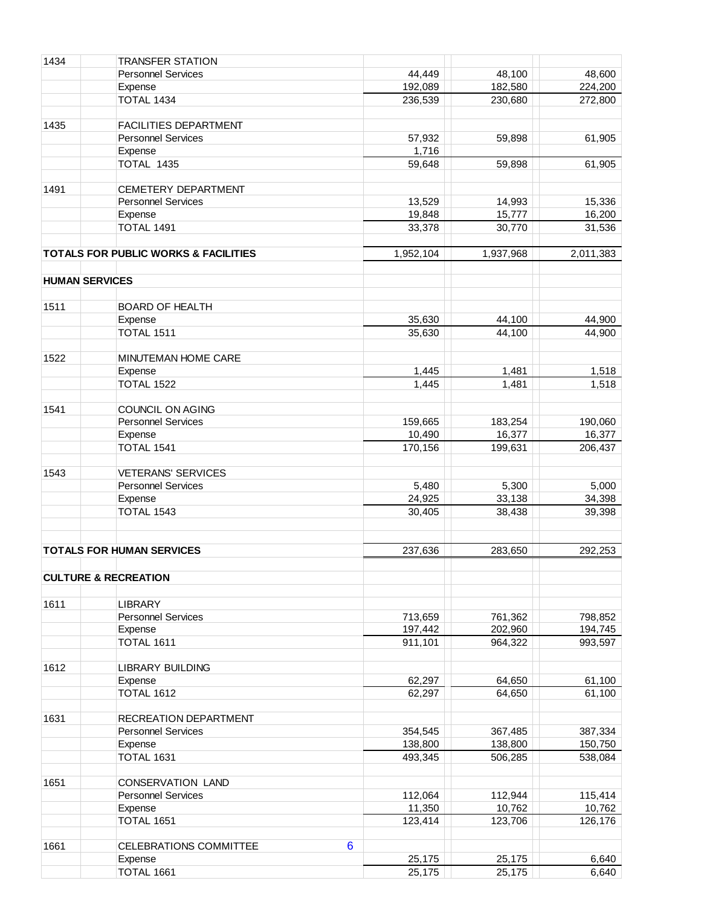| | | | | |
|---|---|---|---|---|
| 1434 | TRANSFER STATION | | | |
| | Personnel Services | 44,449 | 48,100 | 48,600 |
| | Expense | 192,089 | 182,580 | 224,200 |
| | TOTAL 1434 | 236,539 | 230,680 | 272,800 |
| | | | | |
| 1435 | FACILITIES DEPARTMENT | | | |
| | Personnel Services | 57,932 | 59,898 | 61,905 |
| | Expense | 1,716 | | |
| | TOTAL 1435 | 59,648 | 59,898 | 61,905 |
| | | | | |
| 1491 | CEMETERY DEPARTMENT | | | |
| | Personnel Services | 13,529 | 14,993 | 15,336 |
| | Expense | 19,848 | 15,777 | 16,200 |
| | TOTAL 1491 | 33,378 | 30,770 | 31,536 |
| | | | | |
| **TOTALS FOR PUBLIC WORKS & FACILITIES** | | 1,952,104 | 1,937,968 | 2,011,383 |
| | | | | |
| **HUMAN SERVICES** | | | | |
| | | | | |
| 1511 | BOARD OF HEALTH | | | |
| | Expense | 35,630 | 44,100 | 44,900 |
| | TOTAL 1511 | 35,630 | 44,100 | 44,900 |
| | | | | |
| 1522 | MINUTEMAN HOME CARE | | | |
| | Expense | 1,445 | 1,481 | 1,518 |
| | TOTAL 1522 | 1,445 | 1,481 | 1,518 |
| | | | | |
| 1541 | COUNCIL ON AGING | | | |
| | Personnel Services | 159,665 | 183,254 | 190,060 |
| | Expense | 10,490 | 16,377 | 16,377 |
| | TOTAL 1541 | 170,156 | 199,631 | 206,437 |
| | | | | |
| 1543 | VETERANS' SERVICES | | | |
| | Personnel Services | 5,480 | 5,300 | 5,000 |
| | Expense | 24,925 | 33,138 | 34,398 |
| | TOTAL 1543 | 30,405 | 38,438 | 39,398 |
| | | | | |
| **TOTALS FOR HUMAN SERVICES** | | 237,636 | 283,650 | 292,253 |
| | | | | |
| **CULTURE & RECREATION** | | | | |
| | | | | |
| 1611 | LIBRARY | | | |
| | Personnel Services | 713,659 | 761,362 | 798,852 |
| | Expense | 197,442 | 202,960 | 194,745 |
| | TOTAL 1611 | 911,101 | 964,322 | 993,597 |
| | | | | |
| 1612 | LIBRARY BUILDING | | | |
| | Expense | 62,297 | 64,650 | 61,100 |
| | TOTAL 1612 | 62,297 | 64,650 | 61,100 |
| | | | | |
| 1631 | RECREATION DEPARTMENT | | | |
| | Personnel Services | 354,545 | 367,485 | 387,334 |
| | Expense | 138,800 | 138,800 | 150,750 |
| | TOTAL 1631 | 493,345 | 506,285 | 538,084 |
| | | | | |
| 1651 | CONSERVATION LAND | | | |
| | Personnel Services | 112,064 | 112,944 | 115,414 |
| | Expense | 11,350 | 10,762 | 10,762 |
| | TOTAL 1651 | 123,414 | 123,706 | 126,176 |
| | | | | |
| 1661 | CELEBRATIONS COMMITTEE 6 | | | |
| | Expense | 25,175 | 25,175 | 6,640 |
| | TOTAL 1661 | 25,175 | 25,175 | 6,640 |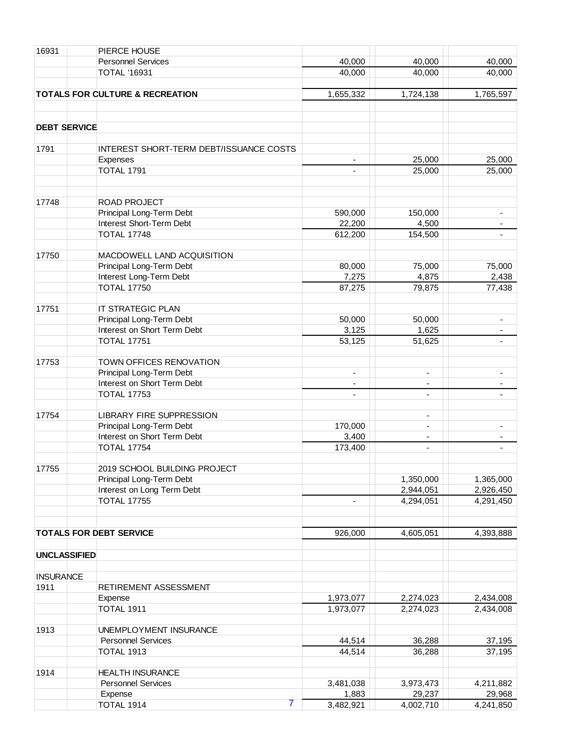| | | | | |
|---|---|---|---|---|
| 16931 | PIERCE HOUSE | | | |
| | Personnel Services | 40,000 | 40,000 | 40,000 |
| | TOTAL '16931 | 40,000 | 40,000 | 40,000 |
| | | | | |
| **TOTALS FOR CULTURE & RECREATION** | | 1,655,332 | 1,724,138 | 1,765,597 |
| | | | | |
| **DEBT SERVICE** | | | | |
| | | | | |
| 1791 | INTEREST SHORT-TERM DEBT/ISSUANCE COSTS | | | |
| | Expenses | - | 25,000 | 25,000 |
| | TOTAL 1791 | - | 25,000 | 25,000 |
| | | | | |
| 17748 | ROAD PROJECT | | | |
| | Principal Long-Term Debt | 590,000 | 150,000 | - |
| | Interest Short-Term Debt | 22,200 | 4,500 | - |
| | TOTAL 17748 | 612,200 | 154,500 | - |
| | | | | |
| 17750 | MACDOWELL LAND ACQUISITION | | | |
| | Principal Long-Term Debt | 80,000 | 75,000 | 75,000 |
| | Interest Long-Term Debt | 7,275 | 4,875 | 2,438 |
| | TOTAL 17750 | 87,275 | 79,875 | 77,438 |
| | | | | |
| 17751 | IT STRATEGIC PLAN | | | |
| | Principal Long-Term Debt | 50,000 | 50,000 | - |
| | Interest on Short Term Debt | 3,125 | 1,625 | - |
| | TOTAL 17751 | 53,125 | 51,625 | - |
| | | | | |
| 17753 | TOWN OFFICES RENOVATION | | | |
| | Principal Long-Term Debt | - | - | - |
| | Interest on Short Term Debt | - | - | - |
| | TOTAL 17753 | - | - | - |
| | | | | |
| 17754 | LIBRARY FIRE SUPPRESSION | | - | |
| | Principal Long-Term Debt | 170,000 | - | - |
| | Interest on Short Term Debt | 3,400 | - | - |
| | TOTAL 17754 | 173,400 | - | - |
| | | | | |
| 17755 | 2019 SCHOOL BUILDING PROJECT | | | |
| | Principal Long-Term Debt | | 1,350,000 | 1,365,000 |
| | Interest on Long Term Debt | | 2,944,051 | 2,926,450 |
| | TOTAL 17755 | - | 4,294,051 | 4,291,450 |
| | | | | |
| **TOTALS FOR DEBT SERVICE** | | 926,000 | 4,605,051 | 4,393,888 |
| | | | | |
| **UNCLASSIFIED** | | | | |
| | | | | |
| INSURANCE | | | | |
| 1911 | RETIREMENT ASSESSMENT | | | |
| | Expense | 1,973,077 | 2,274,023 | 2,434,008 |
| | TOTAL 1911 | 1,973,077 | 2,274,023 | 2,434,008 |
| | | | | |
| 1913 | UNEMPLOYMENT INSURANCE | | | |
| | Personnel Services | 44,514 | 36,288 | 37,195 |
| | TOTAL 1913 | 44,514 | 36,288 | 37,195 |
| | | | | |
| 1914 | HEALTH INSURANCE | | | |
| | Personnel Services | 3,481,038 | 3,973,473 | 4,211,882 |
| | Expense | 1,883 | 29,237 | 29,968 |
| | TOTAL 1914 | 3,482,921 | 4,002,710 | 4,241,850 |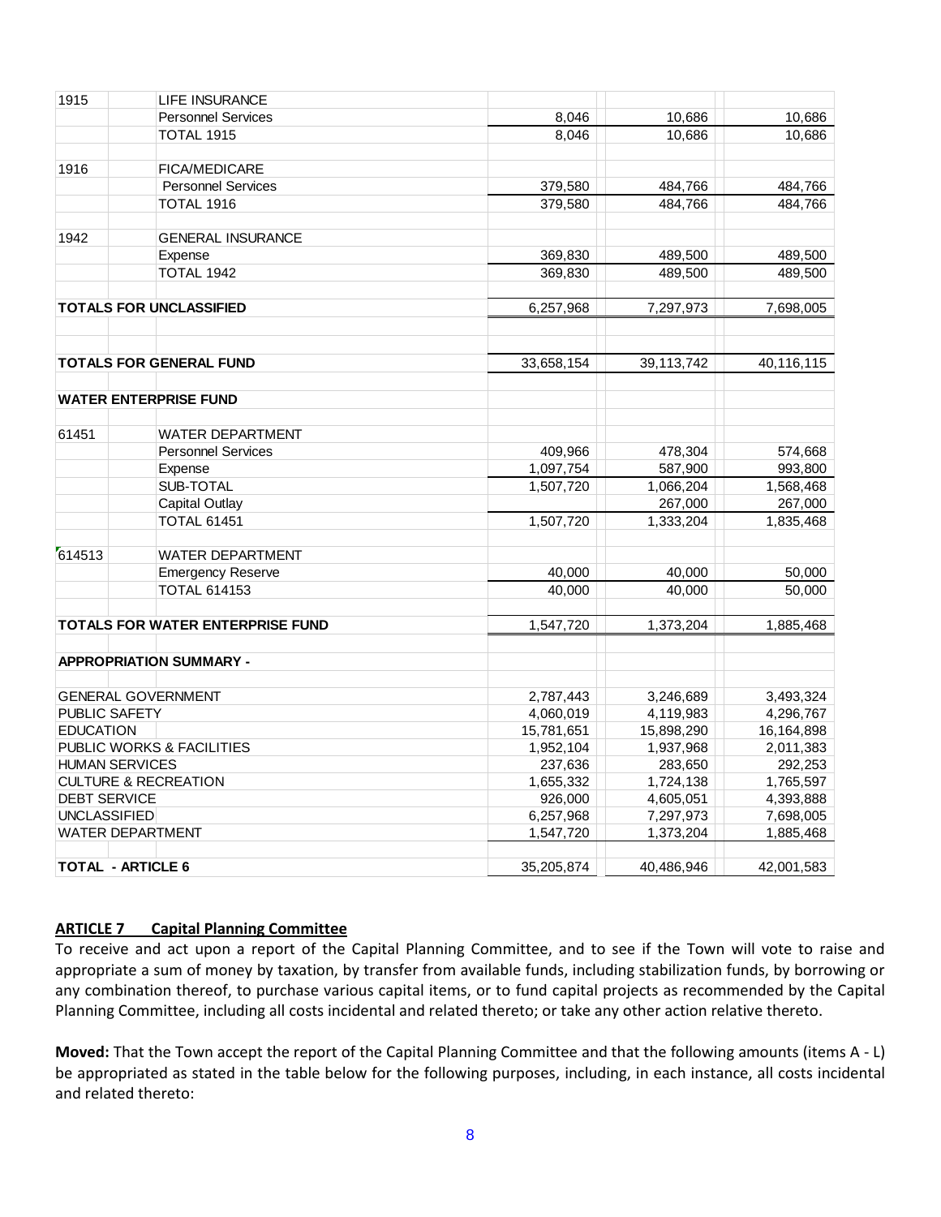| | | | | |
|---|---|---|---|---|
| 1915 | LIFE INSURANCE | | | |
| | Personnel Services | 8,046 | 10,686 | 10,686 |
| | TOTAL 1915 | 8,046 | 10,686 | 10,686 |
| | | | | |
| 1916 | FICA/MEDICARE | | | |
| | Personnel Services | 379,580 | 484,766 | 484,766 |
| | TOTAL 1916 | 379,580 | 484,766 | 484,766 |
| | | | | |
| 1942 | GENERAL INSURANCE | | | |
| | Expense | 369,830 | 489,500 | 489,500 |
| | TOTAL 1942 | 369,830 | 489,500 | 489,500 |
| | | | | |
| **TOTALS FOR UNCLASSIFIED** | | 6,257,968 | 7,297,973 | 7,698,005 |
| | | | | |
| **TOTALS FOR GENERAL FUND** | | 33,658,154 | 39,113,742 | 40,116,115 |
| | | | | |
| **WATER ENTERPRISE FUND** | | | | |
| | | | | |
| 61451 | WATER DEPARTMENT | | | |
| | Personnel Services | 409,966 | 478,304 | 574,668 |
| | Expense | 1,097,754 | 587,900 | 993,800 |
| | SUB-TOTAL | 1,507,720 | 1,066,204 | 1,568,468 |
| | Capital Outlay | | 267,000 | 267,000 |
| | TOTAL 61451 | 1,507,720 | 1,333,204 | 1,835,468 |
| | | | | |
| 614513 | WATER DEPARTMENT | | | |
| | Emergency Reserve | 40,000 | 40,000 | 50,000 |
| | TOTAL 614153 | 40,000 | 40,000 | 50,000 |
| | | | | |
| **TOTALS FOR WATER ENTERPRISE FUND** | | 1,547,720 | 1,373,204 | 1,885,468 |
| | | | | |
| **APPROPRIATION SUMMARY -** | | | | |
| | | | | |
| GENERAL GOVERNMENT | | 2,787,443 | 3,246,689 | 3,493,324 |
| PUBLIC SAFETY | | 4,060,019 | 4,119,983 | 4,296,767 |
| EDUCATION | | 15,781,651 | 15,898,290 | 16,164,898 |
| PUBLIC WORKS & FACILITIES | | 1,952,104 | 1,937,968 | 2,011,383 |
| HUMAN SERVICES | | 237,636 | 283,650 | 292,253 |
| CULTURE & RECREATION | | 1,655,332 | 1,724,138 | 1,765,597 |
| DEBT SERVICE | | 926,000 | 4,605,051 | 4,393,888 |
| UNCLASSIFIED | | 6,257,968 | 7,297,973 | 7,698,005 |
| WATER DEPARTMENT | | 1,547,720 | 1,373,204 | 1,885,468 |
| | | | | |
| **TOTAL - ARTICLE 6** | | 35,205,874 | 40,486,946 | 42,001,583 |

## ARTICLE 7 Capital Planning Committee

To receive and act upon a report of the Capital Planning Committee, and to see if the Town will vote to raise and appropriate a sum of money by taxation, by transfer from available funds, including stabilization funds, by borrowing or any combination thereof, to purchase various capital items, or to fund capital projects as recommended by the Capital Planning Committee, including all costs incidental and related thereto; or take any other action relative thereto.

**Moved:** That the Town accept the report of the Capital Planning Committee and that the following amounts (items A - L) be appropriated as stated in the table below for the following purposes, including, in each instance, all costs incidental and related thereto: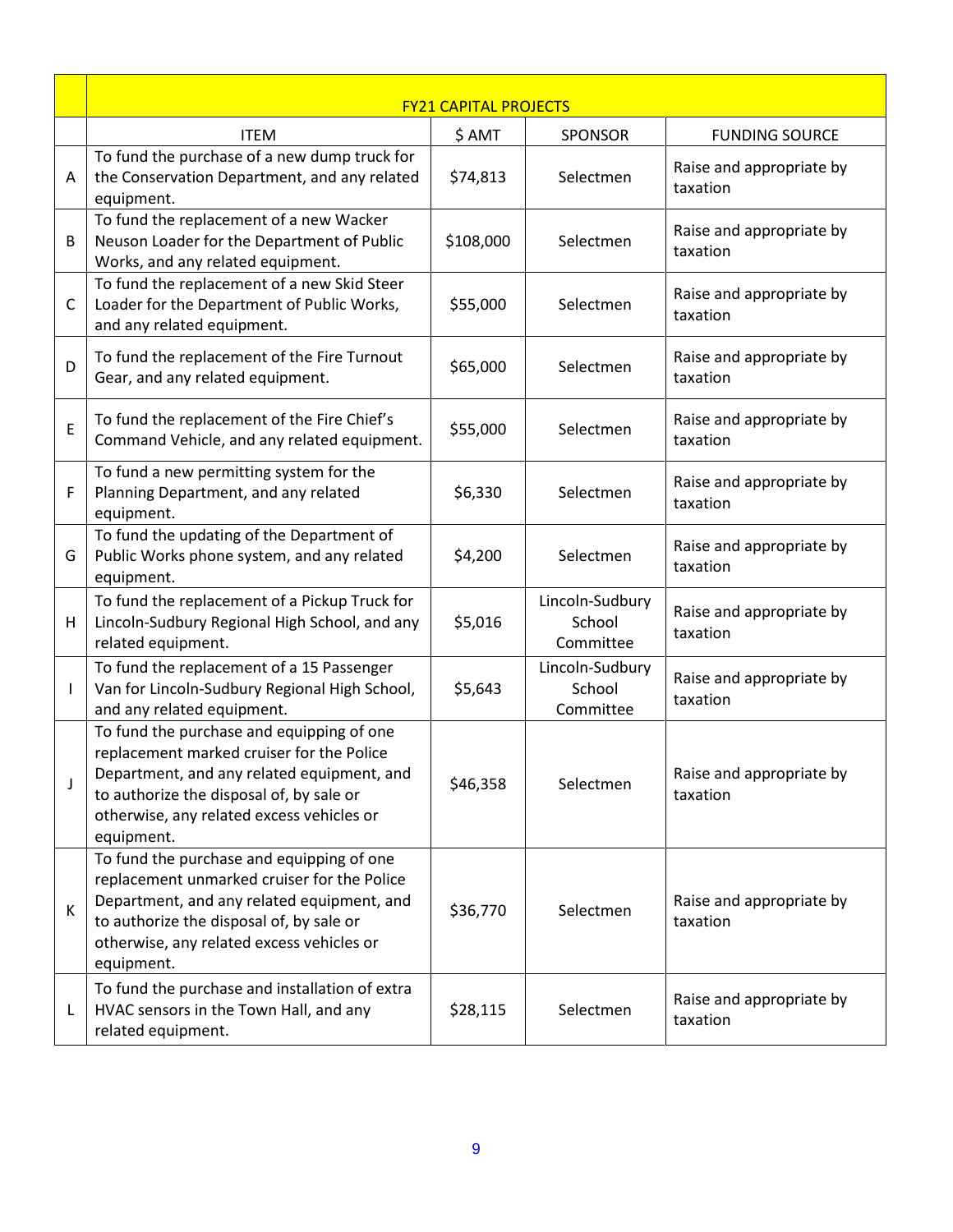| | FY21 CAPITAL PROJECTS | | | |
|---|---|---|---|---|
| | ITEM | $ AMT | SPONSOR | FUNDING SOURCE |
| A | To fund the purchase of a new dump truck for the Conservation Department, and any related equipment. | $74,813 | Selectmen | Raise and appropriate by taxation |
| B | To fund the replacement of a new Wacker Neuson Loader for the Department of Public Works, and any related equipment. | $108,000 | Selectmen | Raise and appropriate by taxation |
| C | To fund the replacement of a new Skid Steer Loader for the Department of Public Works, and any related equipment. | $55,000 | Selectmen | Raise and appropriate by taxation |
| D | To fund the replacement of the Fire Turnout Gear, and any related equipment. | $65,000 | Selectmen | Raise and appropriate by taxation |
| E | To fund the replacement of the Fire Chief's Command Vehicle, and any related equipment. | $55,000 | Selectmen | Raise and appropriate by taxation |
| F | To fund a new permitting system for the Planning Department, and any related equipment. | $6,330 | Selectmen | Raise and appropriate by taxation |
| G | To fund the updating of the Department of Public Works phone system, and any related equipment. | $4,200 | Selectmen | Raise and appropriate by taxation |
| H | To fund the replacement of a Pickup Truck for Lincoln-Sudbury Regional High School, and any related equipment. | $5,016 | Lincoln-Sudbury School Committee | Raise and appropriate by taxation |
| I | To fund the replacement of a 15 Passenger Van for Lincoln-Sudbury Regional High School, and any related equipment. | $5,643 | Lincoln-Sudbury School Committee | Raise and appropriate by taxation |
| J | To fund the purchase and equipping of one replacement marked cruiser for the Police Department, and any related equipment, and to authorize the disposal of, by sale or otherwise, any related excess vehicles or equipment. | $46,358 | Selectmen | Raise and appropriate by taxation |
| K | To fund the purchase and equipping of one replacement unmarked cruiser for the Police Department, and any related equipment, and to authorize the disposal of, by sale or otherwise, any related excess vehicles or equipment. | $36,770 | Selectmen | Raise and appropriate by taxation |
| L | To fund the purchase and installation of extra HVAC sensors in the Town Hall, and any related equipment. | $28,115 | Selectmen | Raise and appropriate by taxation |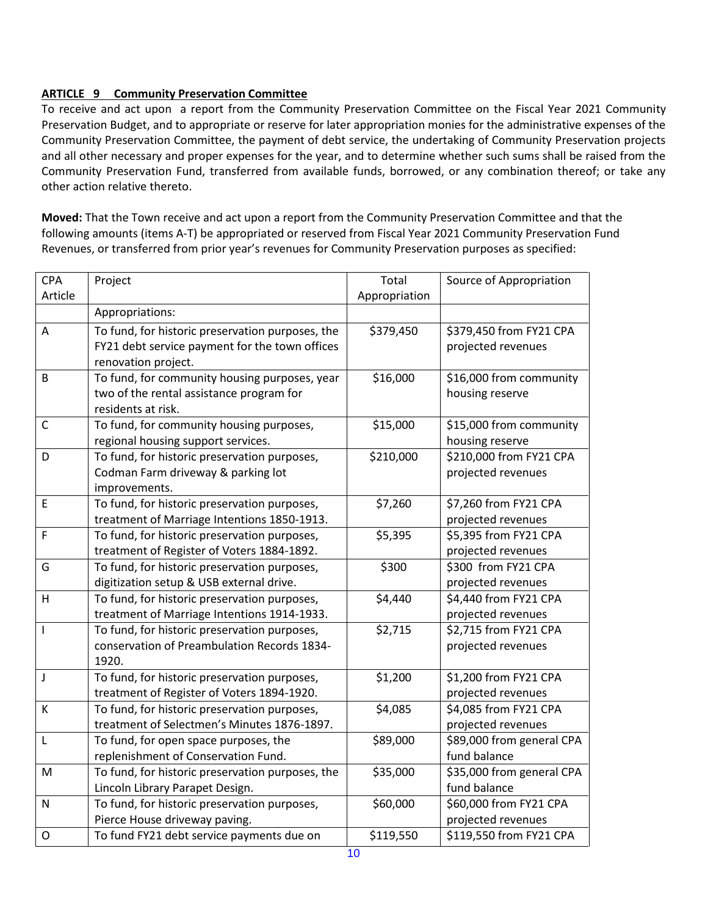**ARTICLE 9 Community Preservation Committee**

To receive and act upon a report from the Community Preservation Committee on the Fiscal Year 2021 Community Preservation Budget, and to appropriate or reserve for later appropriation monies for the administrative expenses of the Community Preservation Committee, the payment of debt service, the undertaking of Community Preservation projects and all other necessary and proper expenses for the year, and to determine whether such sums shall be raised from the Community Preservation Fund, transferred from available funds, borrowed, or any combination thereof; or take any other action relative thereto.

**Moved:** That the Town receive and act upon a report from the Community Preservation Committee and that the following amounts (items A-T) be appropriated or reserved from Fiscal Year 2021 Community Preservation Fund Revenues, or transferred from prior year's revenues for Community Preservation purposes as specified:

| CPA Article | Project | Total Appropriation | Source of Appropriation |
|---|---|---|---|
| | Appropriations: | | |
| A | To fund, for historic preservation purposes, the FY21 debt service payment for the town offices renovation project. | $379,450 | $379,450 from FY21 CPA projected revenues |
| B | To fund, for community housing purposes, year two of the rental assistance program for residents at risk. | $16,000 | $16,000 from community housing reserve |
| C | To fund, for community housing purposes, regional housing support services. | $15,000 | $15,000 from community housing reserve |
| D | To fund, for historic preservation purposes, Codman Farm driveway & parking lot improvements. | $210,000 | $210,000 from FY21 CPA projected revenues |
| E | To fund, for historic preservation purposes, treatment of Marriage Intentions 1850-1913. | $7,260 | $7,260 from FY21 CPA projected revenues |
| F | To fund, for historic preservation purposes, treatment of Register of Voters 1884-1892. | $5,395 | $5,395 from FY21 CPA projected revenues |
| G | To fund, for historic preservation purposes, digitization setup & USB external drive. | $300 | $300 from FY21 CPA projected revenues |
| H | To fund, for historic preservation purposes, treatment of Marriage Intentions 1914-1933. | $4,440 | $4,440 from FY21 CPA projected revenues |
| I | To fund, for historic preservation purposes, conservation of Preambulation Records 1834-1920. | $2,715 | $2,715 from FY21 CPA projected revenues |
| J | To fund, for historic preservation purposes, treatment of Register of Voters 1894-1920. | $1,200 | $1,200 from FY21 CPA projected revenues |
| K | To fund, for historic preservation purposes, treatment of Selectmen's Minutes 1876-1897. | $4,085 | $4,085 from FY21 CPA projected revenues |
| L | To fund, for open space purposes, the replenishment of Conservation Fund. | $89,000 | $89,000 from general CPA fund balance |
| M | To fund, for historic preservation purposes, the Lincoln Library Parapet Design. | $35,000 | $35,000 from general CPA fund balance |
| N | To fund, for historic preservation purposes, Pierce House driveway paving. | $60,000 | $60,000 from FY21 CPA projected revenues |
| O | To fund FY21 debt service payments due on | $119,550 | $119,550 from FY21 CPA |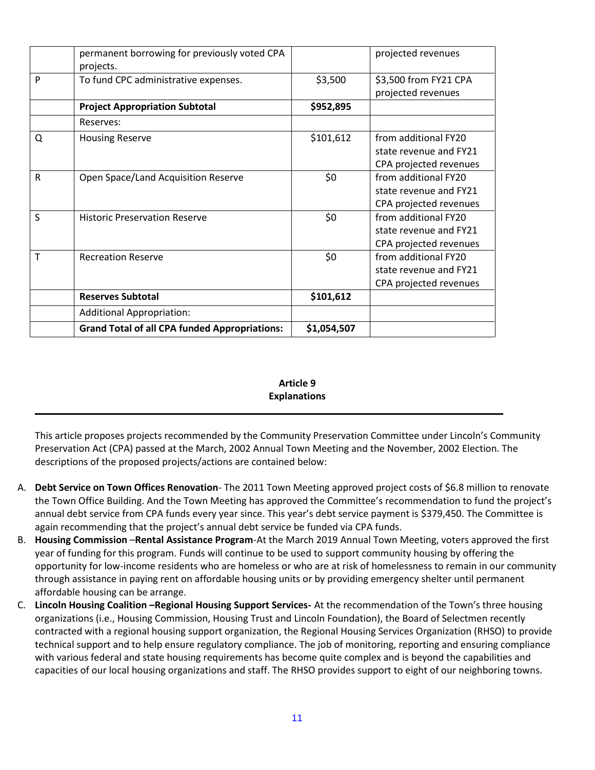| | | | |
|---|---|---|---|
| | permanent borrowing for previously voted CPA projects. | | projected revenues |
| P | To fund CPC administrative expenses. | $3,500 | $3,500 from FY21 CPA projected revenues |
| | **Project Appropriation Subtotal** | **$952,895** | |
| | Reserves: | | |
| Q | Housing Reserve | $101,612 | from additional FY20 state revenue and FY21 CPA projected revenues |
| R | Open Space/Land Acquisition Reserve | $0 | from additional FY20 state revenue and FY21 CPA projected revenues |
| S | Historic Preservation Reserve | $0 | from additional FY20 state revenue and FY21 CPA projected revenues |
| T | Recreation Reserve | $0 | from additional FY20 state revenue and FY21 CPA projected revenues |
| | **Reserves Subtotal** | **$101,612** | |
| | Additional Appropriation: | | |
| | **Grand Total of all CPA funded Appropriations:** | **$1,054,507** | |

## Article 9
## Explanations

This article proposes projects recommended by the Community Preservation Committee under Lincoln's Community Preservation Act (CPA) passed at the March, 2002 Annual Town Meeting and the November, 2002 Election. The descriptions of the proposed projects/actions are contained below:

A. **Debt Service on Town Offices Renovation**- The 2011 Town Meeting approved project costs of $6.8 million to renovate the Town Office Building. And the Town Meeting has approved the Committee's recommendation to fund the project's annual debt service from CPA funds every year since. This year's debt service payment is $379,450. The Committee is again recommending that the project's annual debt service be funded via CPA funds.
B. **Housing Commission –Rental Assistance Program**-At the March 2019 Annual Town Meeting, voters approved the first year of funding for this program. Funds will continue to be used to support community housing by offering the opportunity for low-income residents who are homeless or who are at risk of homelessness to remain in our community through assistance in paying rent on affordable housing units or by providing emergency shelter until permanent affordable housing can be arrange.
C. **Lincoln Housing Coalition –Regional Housing Support Services-** At the recommendation of the Town's three housing organizations (i.e., Housing Commission, Housing Trust and Lincoln Foundation), the Board of Selectmen recently contracted with a regional housing support organization, the Regional Housing Services Organization (RHSO) to provide technical support and to help ensure regulatory compliance. The job of monitoring, reporting and ensuring compliance with various federal and state housing requirements has become quite complex and is beyond the capabilities and capacities of our local housing organizations and staff. The RHSO provides support to eight of our neighboring towns.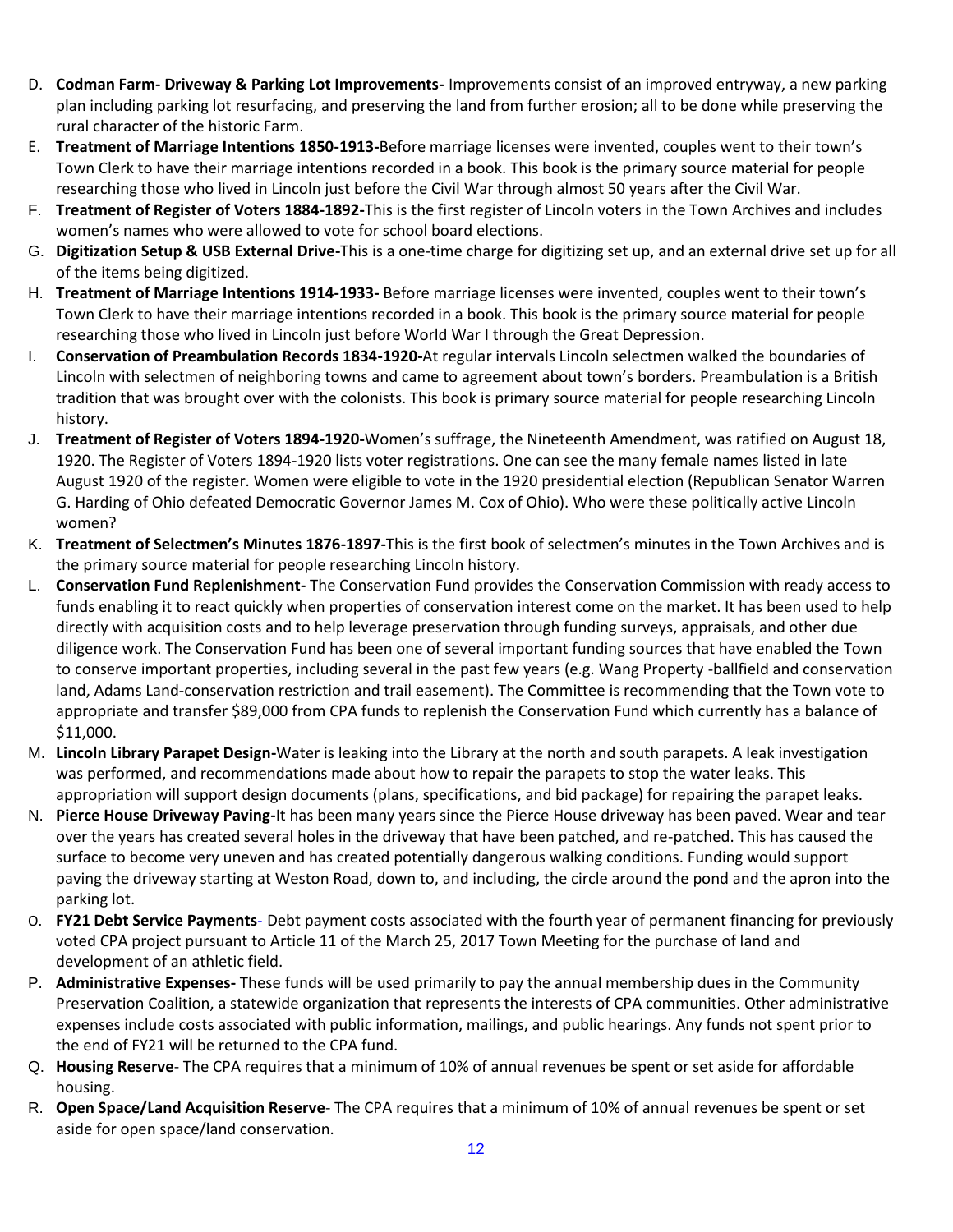D. **Codman Farm- Driveway & Parking Lot Improvements-** Improvements consist of an improved entryway, a new parking plan including parking lot resurfacing, and preserving the land from further erosion; all to be done while preserving the rural character of the historic Farm.
E. **Treatment of Marriage Intentions 1850-1913-**Before marriage licenses were invented, couples went to their town's Town Clerk to have their marriage intentions recorded in a book. This book is the primary source material for people researching those who lived in Lincoln just before the Civil War through almost 50 years after the Civil War.
F. **Treatment of Register of Voters 1884-1892-**This is the first register of Lincoln voters in the Town Archives and includes women's names who were allowed to vote for school board elections.
G. **Digitization Setup & USB External Drive-**This is a one-time charge for digitizing set up, and an external drive set up for all of the items being digitized.
H. **Treatment of Marriage Intentions 1914-1933-** Before marriage licenses were invented, couples went to their town's Town Clerk to have their marriage intentions recorded in a book. This book is the primary source material for people researching those who lived in Lincoln just before World War I through the Great Depression.
I. **Conservation of Preambulation Records 1834-1920-**At regular intervals Lincoln selectmen walked the boundaries of Lincoln with selectmen of neighboring towns and came to agreement about town's borders. Preambulation is a British tradition that was brought over with the colonists. This book is primary source material for people researching Lincoln history.
J. **Treatment of Register of Voters 1894-1920-**Women's suffrage, the Nineteenth Amendment, was ratified on August 18, 1920. The Register of Voters 1894-1920 lists voter registrations. One can see the many female names listed in late August 1920 of the register. Women were eligible to vote in the 1920 presidential election (Republican Senator Warren G. Harding of Ohio defeated Democratic Governor James M. Cox of Ohio). Who were these politically active Lincoln women?
K. **Treatment of Selectmen's Minutes 1876-1897-**This is the first book of selectmen's minutes in the Town Archives and is the primary source material for people researching Lincoln history.
L. **Conservation Fund Replenishment-** The Conservation Fund provides the Conservation Commission with ready access to funds enabling it to react quickly when properties of conservation interest come on the market. It has been used to help directly with acquisition costs and to help leverage preservation through funding surveys, appraisals, and other due diligence work. The Conservation Fund has been one of several important funding sources that have enabled the Town to conserve important properties, including several in the past few years (e.g. Wang Property -ballfield and conservation land, Adams Land-conservation restriction and trail easement). The Committee is recommending that the Town vote to appropriate and transfer $89,000 from CPA funds to replenish the Conservation Fund which currently has a balance of $11,000.
M. **Lincoln Library Parapet Design-**Water is leaking into the Library at the north and south parapets. A leak investigation was performed, and recommendations made about how to repair the parapets to stop the water leaks. This appropriation will support design documents (plans, specifications, and bid package) for repairing the parapet leaks.
N. **Pierce House Driveway Paving-**It has been many years since the Pierce House driveway has been paved. Wear and tear over the years has created several holes in the driveway that have been patched, and re-patched. This has caused the surface to become very uneven and has created potentially dangerous walking conditions. Funding would support paving the driveway starting at Weston Road, down to, and including, the circle around the pond and the apron into the parking lot.
O. **FY21 Debt Service Payments**- Debt payment costs associated with the fourth year of permanent financing for previously voted CPA project pursuant to Article 11 of the March 25, 2017 Town Meeting for the purchase of land and development of an athletic field.
P. **Administrative Expenses-** These funds will be used primarily to pay the annual membership dues in the Community Preservation Coalition, a statewide organization that represents the interests of CPA communities. Other administrative expenses include costs associated with public information, mailings, and public hearings. Any funds not spent prior to the end of FY21 will be returned to the CPA fund.
Q. **Housing Reserve**- The CPA requires that a minimum of 10% of annual revenues be spent or set aside for affordable housing.
R. **Open Space/Land Acquisition Reserve**- The CPA requires that a minimum of 10% of annual revenues be spent or set aside for open space/land conservation.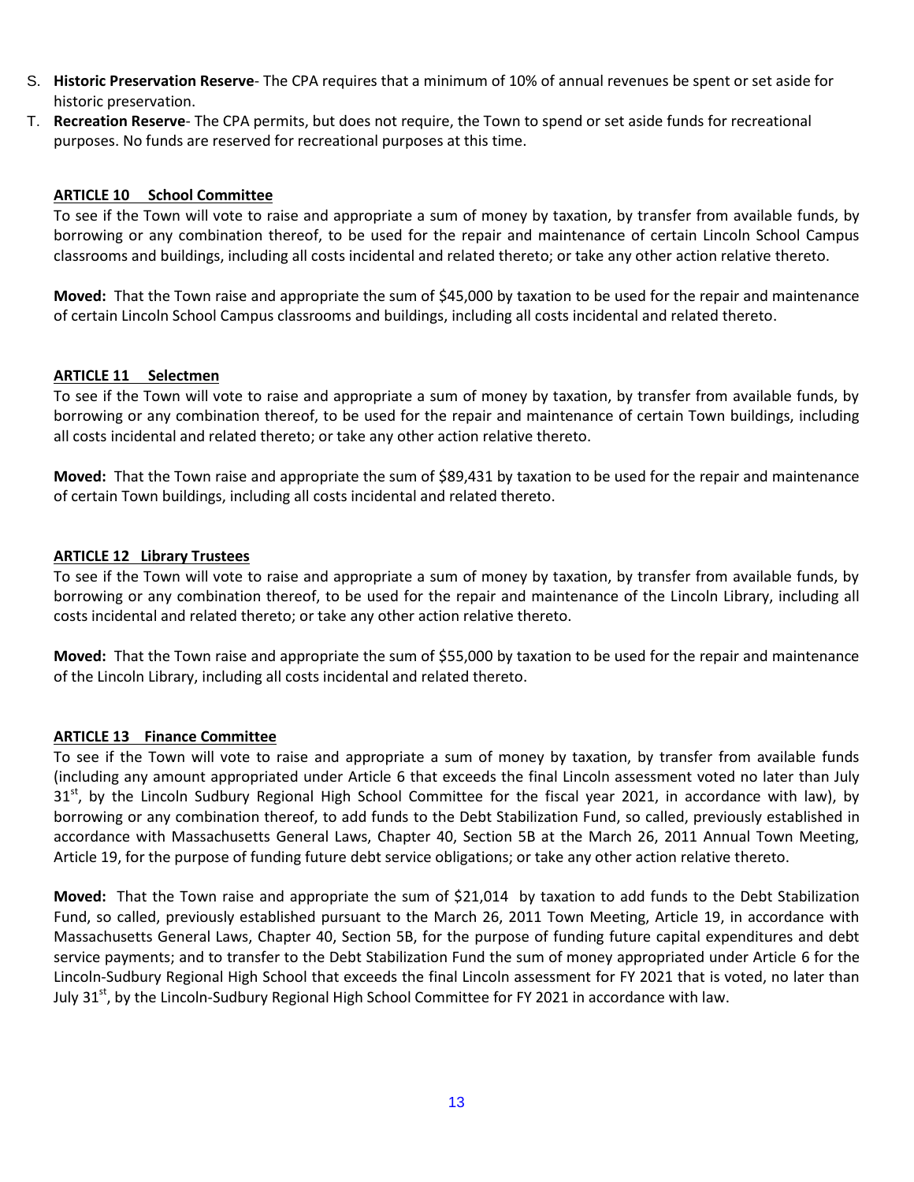S. **Historic Preservation Reserve**- The CPA requires that a minimum of 10% of annual revenues be spent or set aside for historic preservation.
T. **Recreation Reserve**- The CPA permits, but does not require, the Town to spend or set aside funds for recreational purposes. No funds are reserved for recreational purposes at this time.

## ARTICLE 10 School Committee

To see if the Town will vote to raise and appropriate a sum of money by taxation, by transfer from available funds, by borrowing or any combination thereof, to be used for the repair and maintenance of certain Lincoln School Campus classrooms and buildings, including all costs incidental and related thereto; or take any other action relative thereto.

**Moved:** That the Town raise and appropriate the sum of $45,000 by taxation to be used for the repair and maintenance of certain Lincoln School Campus classrooms and buildings, including all costs incidental and related thereto.

## ARTICLE 11 Selectmen

To see if the Town will vote to raise and appropriate a sum of money by taxation, by transfer from available funds, by borrowing or any combination thereof, to be used for the repair and maintenance of certain Town buildings, including all costs incidental and related thereto; or take any other action relative thereto.

**Moved:** That the Town raise and appropriate the sum of $89,431 by taxation to be used for the repair and maintenance of certain Town buildings, including all costs incidental and related thereto.

## ARTICLE 12 Library Trustees

To see if the Town will vote to raise and appropriate a sum of money by taxation, by transfer from available funds, by borrowing or any combination thereof, to be used for the repair and maintenance of the Lincoln Library, including all costs incidental and related thereto; or take any other action relative thereto.

**Moved:** That the Town raise and appropriate the sum of $55,000 by taxation to be used for the repair and maintenance of the Lincoln Library, including all costs incidental and related thereto.

## ARTICLE 13 Finance Committee

To see if the Town will vote to raise and appropriate a sum of money by taxation, by transfer from available funds (including any amount appropriated under Article 6 that exceeds the final Lincoln assessment voted no later than July 31st, by the Lincoln Sudbury Regional High School Committee for the fiscal year 2021, in accordance with law), by borrowing or any combination thereof, to add funds to the Debt Stabilization Fund, so called, previously established in accordance with Massachusetts General Laws, Chapter 40, Section 5B at the March 26, 2011 Annual Town Meeting, Article 19, for the purpose of funding future debt service obligations; or take any other action relative thereto.

**Moved:** That the Town raise and appropriate the sum of $21,014 by taxation to add funds to the Debt Stabilization Fund, so called, previously established pursuant to the March 26, 2011 Town Meeting, Article 19, in accordance with Massachusetts General Laws, Chapter 40, Section 5B, for the purpose of funding future capital expenditures and debt service payments; and to transfer to the Debt Stabilization Fund the sum of money appropriated under Article 6 for the Lincoln-Sudbury Regional High School that exceeds the final Lincoln assessment for FY 2021 that is voted, no later than July 31st, by the Lincoln-Sudbury Regional High School Committee for FY 2021 in accordance with law.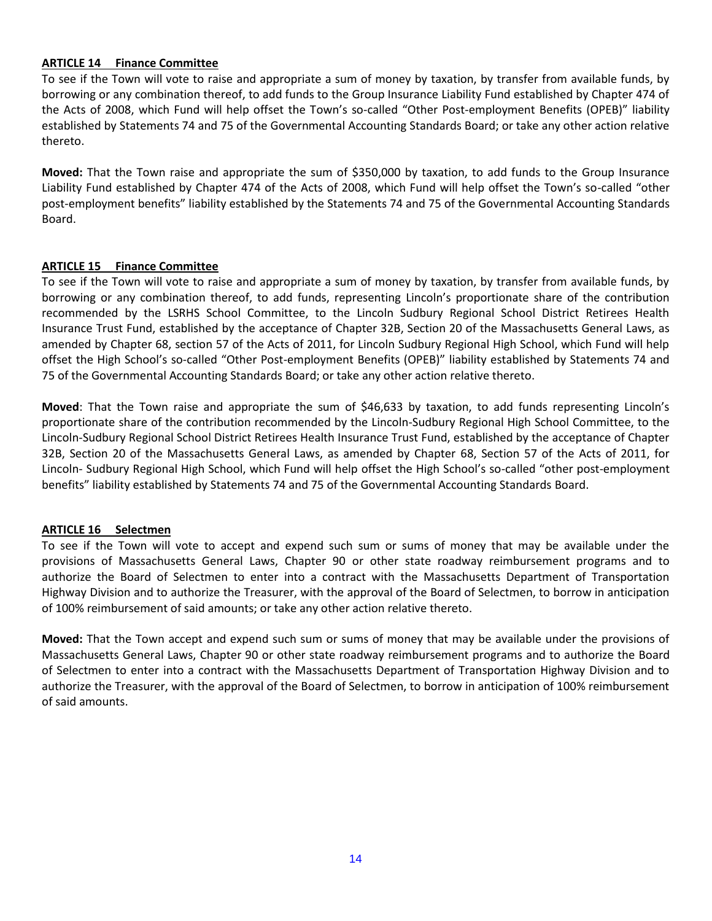**ARTICLE 14 Finance Committee**

To see if the Town will vote to raise and appropriate a sum of money by taxation, by transfer from available funds, by borrowing or any combination thereof, to add funds to the Group Insurance Liability Fund established by Chapter 474 of the Acts of 2008, which Fund will help offset the Town's so-called "Other Post-employment Benefits (OPEB)" liability established by Statements 74 and 75 of the Governmental Accounting Standards Board; or take any other action relative thereto.

**Moved:** That the Town raise and appropriate the sum of $350,000 by taxation, to add funds to the Group Insurance Liability Fund established by Chapter 474 of the Acts of 2008, which Fund will help offset the Town's so-called "other post-employment benefits" liability established by the Statements 74 and 75 of the Governmental Accounting Standards Board.

**ARTICLE 15 Finance Committee**

To see if the Town will vote to raise and appropriate a sum of money by taxation, by transfer from available funds, by borrowing or any combination thereof, to add funds, representing Lincoln's proportionate share of the contribution recommended by the LSRHS School Committee, to the Lincoln Sudbury Regional School District Retirees Health Insurance Trust Fund, established by the acceptance of Chapter 32B, Section 20 of the Massachusetts General Laws, as amended by Chapter 68, section 57 of the Acts of 2011, for Lincoln Sudbury Regional High School, which Fund will help offset the High School's so-called "Other Post-employment Benefits (OPEB)" liability established by Statements 74 and 75 of the Governmental Accounting Standards Board; or take any other action relative thereto.

**Moved**: That the Town raise and appropriate the sum of $46,633 by taxation, to add funds representing Lincoln's proportionate share of the contribution recommended by the Lincoln-Sudbury Regional High School Committee, to the Lincoln-Sudbury Regional School District Retirees Health Insurance Trust Fund, established by the acceptance of Chapter 32B, Section 20 of the Massachusetts General Laws, as amended by Chapter 68, Section 57 of the Acts of 2011, for Lincoln- Sudbury Regional High School, which Fund will help offset the High School's so-called "other post-employment benefits" liability established by Statements 74 and 75 of the Governmental Accounting Standards Board.

**ARTICLE 16 Selectmen**

To see if the Town will vote to accept and expend such sum or sums of money that may be available under the provisions of Massachusetts General Laws, Chapter 90 or other state roadway reimbursement programs and to authorize the Board of Selectmen to enter into a contract with the Massachusetts Department of Transportation Highway Division and to authorize the Treasurer, with the approval of the Board of Selectmen, to borrow in anticipation of 100% reimbursement of said amounts; or take any other action relative thereto.

**Moved:** That the Town accept and expend such sum or sums of money that may be available under the provisions of Massachusetts General Laws, Chapter 90 or other state roadway reimbursement programs and to authorize the Board of Selectmen to enter into a contract with the Massachusetts Department of Transportation Highway Division and to authorize the Treasurer, with the approval of the Board of Selectmen, to borrow in anticipation of 100% reimbursement of said amounts.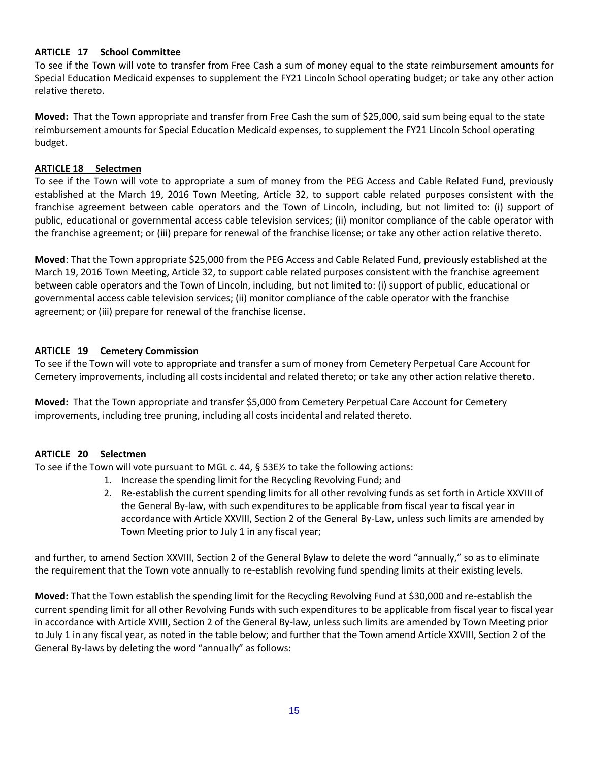**ARTICLE 17 School Committee**

To see if the Town will vote to transfer from Free Cash a sum of money equal to the state reimbursement amounts for Special Education Medicaid expenses to supplement the FY21 Lincoln School operating budget; or take any other action relative thereto.

**Moved:** That the Town appropriate and transfer from Free Cash the sum of $25,000, said sum being equal to the state reimbursement amounts for Special Education Medicaid expenses, to supplement the FY21 Lincoln School operating budget.

**ARTICLE 18 Selectmen**

To see if the Town will vote to appropriate a sum of money from the PEG Access and Cable Related Fund, previously established at the March 19, 2016 Town Meeting, Article 32, to support cable related purposes consistent with the franchise agreement between cable operators and the Town of Lincoln, including, but not limited to: (i) support of public, educational or governmental access cable television services; (ii) monitor compliance of the cable operator with the franchise agreement; or (iii) prepare for renewal of the franchise license; or take any other action relative thereto.

**Moved**: That the Town appropriate $25,000 from the PEG Access and Cable Related Fund, previously established at the March 19, 2016 Town Meeting, Article 32, to support cable related purposes consistent with the franchise agreement between cable operators and the Town of Lincoln, including, but not limited to: (i) support of public, educational or governmental access cable television services; (ii) monitor compliance of the cable operator with the franchise agreement; or (iii) prepare for renewal of the franchise license.

**ARTICLE 19 Cemetery Commission**

To see if the Town will vote to appropriate and transfer a sum of money from Cemetery Perpetual Care Account for Cemetery improvements, including all costs incidental and related thereto; or take any other action relative thereto.

**Moved:** That the Town appropriate and transfer $5,000 from Cemetery Perpetual Care Account for Cemetery improvements, including tree pruning, including all costs incidental and related thereto.

**ARTICLE 20 Selectmen**

To see if the Town will vote pursuant to MGL c. 44, § 53E½ to take the following actions:

1. Increase the spending limit for the Recycling Revolving Fund; and
2. Re-establish the current spending limits for all other revolving funds as set forth in Article XXVIII of the General By-law, with such expenditures to be applicable from fiscal year to fiscal year in accordance with Article XXVIII, Section 2 of the General By-Law, unless such limits are amended by Town Meeting prior to July 1 in any fiscal year;

and further, to amend Section XXVIII, Section 2 of the General Bylaw to delete the word "annually," so as to eliminate the requirement that the Town vote annually to re-establish revolving fund spending limits at their existing levels.

**Moved:** That the Town establish the spending limit for the Recycling Revolving Fund at $30,000 and re-establish the current spending limit for all other Revolving Funds with such expenditures to be applicable from fiscal year to fiscal year in accordance with Article XVIII, Section 2 of the General By-law, unless such limits are amended by Town Meeting prior to July 1 in any fiscal year, as noted in the table below; and further that the Town amend Article XXVIII, Section 2 of the General By-laws by deleting the word "annually" as follows: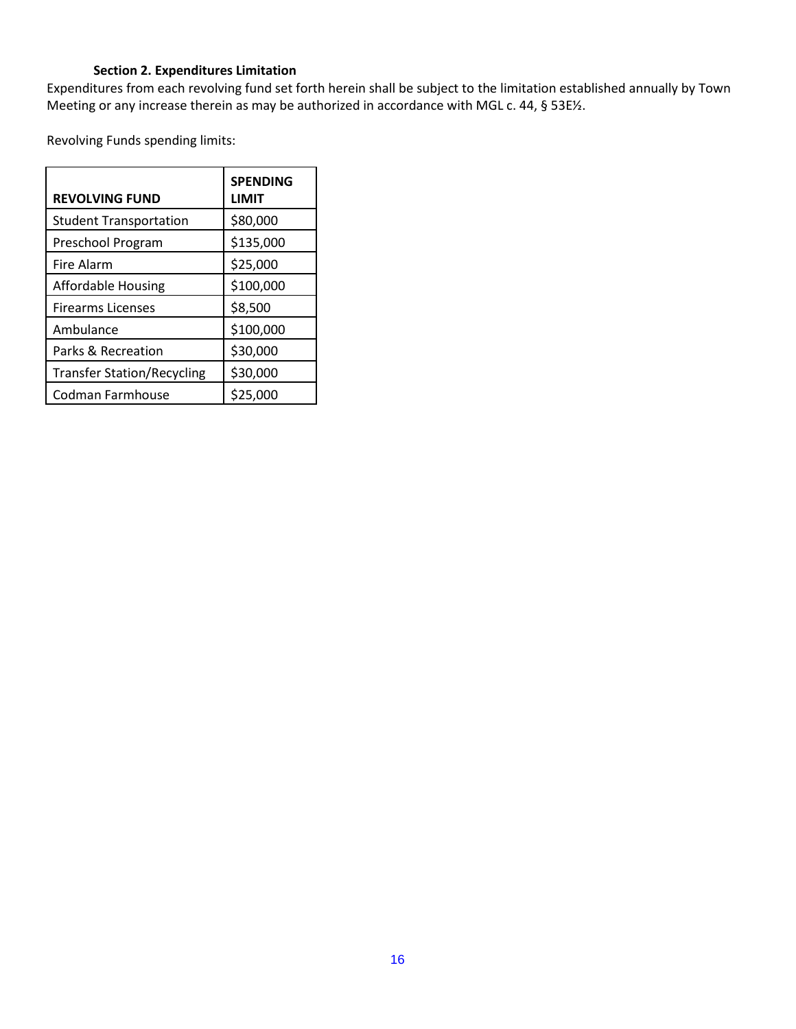### Section 2. Expenditures Limitation

Expenditures from each revolving fund set forth herein shall be subject to the limitation established annually by Town Meeting or any increase therein as may be authorized in accordance with MGL c. 44, § 53E½.

Revolving Funds spending limits:

| REVOLVING FUND | SPENDING LIMIT |
|---|---|
| Student Transportation | $80,000 |
| Preschool Program | $135,000 |
| Fire Alarm | $25,000 |
| Affordable Housing | $100,000 |
| Firearms Licenses | $8,500 |
| Ambulance | $100,000 |
| Parks & Recreation | $30,000 |
| Transfer Station/Recycling | $30,000 |
| Codman Farmhouse | $25,000 |